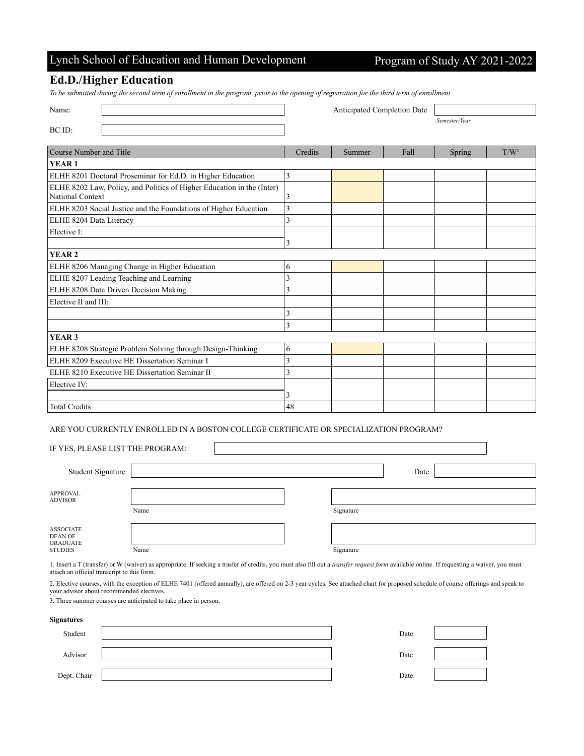Lynch School of Education and Human Development — Program of Study AY 2021-2022

## Ed.D./Higher Education

*To be submitted during the second term of enrollment in the program, prior to the opening of registration for the third term of enrollment.*

Name: ____________________ Anticipated Completion Date ____________ *Semester/Year*

BC ID: ____________________

| Course Number and Title | Credits | Summer | Fall | Spring | T/W[1] |
|---|---|---|---|---|---|
| **YEAR 1** | | | | | |
| ELHE 8201 Doctoral Proseminar for Ed.D. in Higher Education | 3 | | | | |
| ELHE 8202 Law, Policy, and Politics of Higher Education in the (Inter) National Context | 3 | | | | |
| ELHE 8203 Social Justice and the Foundations of Higher Education | 3 | | | | |
| ELHE 8204 Data Literacy | 3 | | | | |
| Elective I: | 3 | | | | |
| **YEAR 2** | | | | | |
| ELHE 8206 Managing Change in Higher Education | 6 | | | | |
| ELHE 8207 Leading Teaching and Learning | 3 | | | | |
| ELHE 8208 Data Driven Decision Making | 3 | | | | |
| Elective II and III: | | | | | |
| | 3 | | | | |
| | 3 | | | | |
| **YEAR 3** | | | | | |
| ELHE 8208 Strategic Problem Solving through Design-Thinking | 6 | | | | |
| ELHE 8209 Executive HE Dissertation Seminar I | 3 | | | | |
| ELHE 8210 Executive HE Dissertation Seminar II | 3 | | | | |
| Elective IV: | 3 | | | | |
| Total Credits | 48 | | | | |

ARE YOU CURRENTLY ENROLLED IN A BOSTON COLLEGE CERTIFICATE OR SPECIALIZATION PROGRAM?

IF YES, PLEASE LIST THE PROGRAM: ____________________

Student Signature ____________________ Date ____________

APPROVAL ADVISOR ____________________ ____________________
Name Signature

ASSOCIATE DEAN OF GRADUATE STUDIES ____________________ ____________________
Name Signature

1. Insert a T (transfer) or W (waiver) as appropriate. If seeking a trasfer of credits, you must also fill out a *transfer request form* available online. If requesting a waiver, you must attach an official transcript to this form.

2. Elective courses, with the exception of ELHE 7401 (offered annually), are offered on 2-3 year cycles. See attached chart for proposed schedule of course offerings and speak to your advisor about recommended electives.

3. Three summer courses are anticipated to take place in person.

**Signatures**

Student ____________________ Date ____________

Advisor ____________________ Date ____________

Dept. Chair ____________________ Date ____________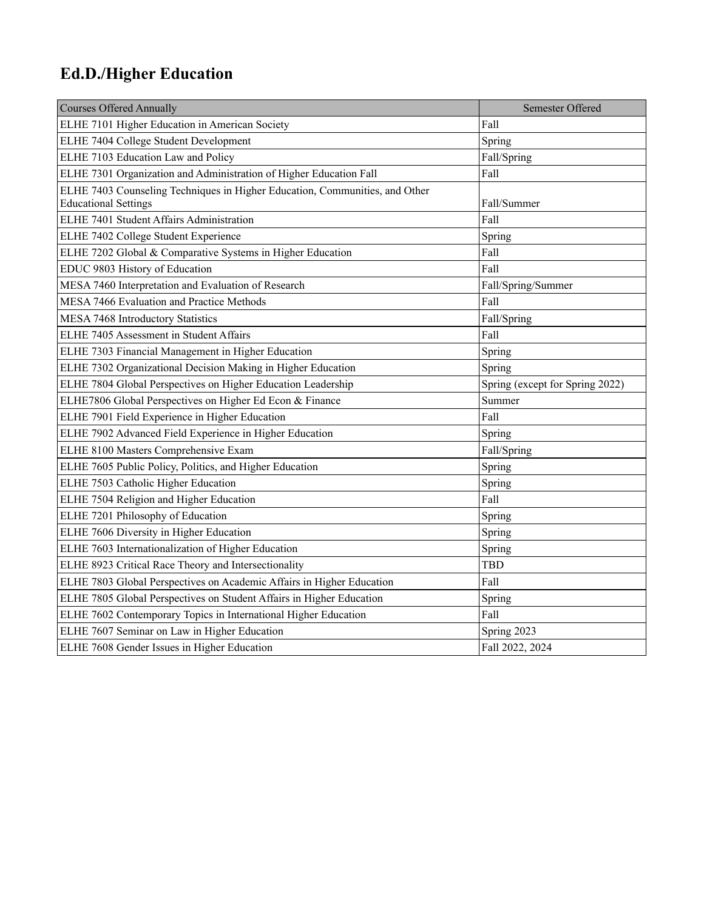# Ed.D./Higher Education

| Courses Offered Annually | Semester Offered |
|---|---|
| ELHE 7101 Higher Education in American Society | Fall |
| ELHE 7404 College Student Development | Spring |
| ELHE 7103 Education Law and Policy | Fall/Spring |
| ELHE 7301 Organization and Administration of Higher Education Fall | Fall |
| ELHE 7403 Counseling Techniques in Higher Education, Communities, and Other Educational Settings | Fall/Summer |
| ELHE 7401 Student Affairs Administration | Fall |
| ELHE 7402 College Student Experience | Spring |
| ELHE 7202 Global & Comparative Systems in Higher Education | Fall |
| EDUC 9803 History of Education | Fall |
| MESA 7460 Interpretation and Evaluation of Research | Fall/Spring/Summer |
| MESA 7466 Evaluation and Practice Methods | Fall |
| MESA 7468 Introductory Statistics | Fall/Spring |
| ELHE 7405 Assessment in Student Affairs | Fall |
| ELHE 7303 Financial Management in Higher Education | Spring |
| ELHE 7302 Organizational Decision Making in Higher Education | Spring |
| ELHE 7804 Global Perspectives on Higher Education Leadership | Spring (except for Spring 2022) |
| ELHE7806 Global Perspectives on Higher Ed Econ & Finance | Summer |
| ELHE 7901 Field Experience in Higher Education | Fall |
| ELHE 7902 Advanced Field Experience in Higher Education | Spring |
| ELHE 8100 Masters Comprehensive Exam | Fall/Spring |
| ELHE 7605 Public Policy, Politics, and Higher Education | Spring |
| ELHE 7503 Catholic Higher Education | Spring |
| ELHE 7504 Religion and Higher Education | Fall |
| ELHE 7201 Philosophy of Education | Spring |
| ELHE 7606 Diversity in Higher Education | Spring |
| ELHE 7603 Internationalization of Higher Education | Spring |
| ELHE 8923 Critical Race Theory and Intersectionality | TBD |
| ELHE 7803 Global Perspectives on Academic Affairs in Higher Education | Fall |
| ELHE 7805 Global Perspectives on Student Affairs in Higher Education | Spring |
| ELHE 7602 Contemporary Topics in International Higher Education | Fall |
| ELHE 7607 Seminar on Law in Higher Education | Spring 2023 |
| ELHE 7608 Gender Issues in Higher Education | Fall 2022, 2024 |